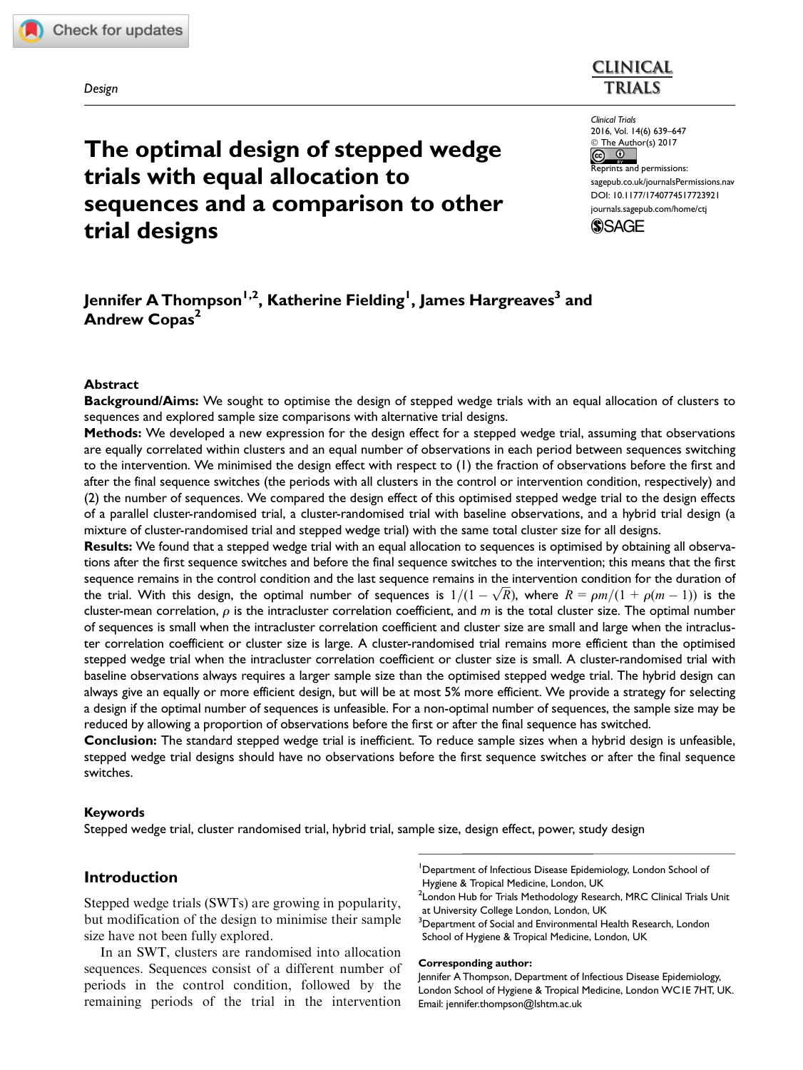Design

# The optimal design of stepped wedge trials with equal allocation to sequences and a comparison to other trial designs

Clinical Trials
2016, Vol. 14(6) 639–647
© The Author(s) 2017
Reprints and permissions: sagepub.co.uk/journalsPermissions.nav
DOI: 10.1177/1740774517723921
journals.sagepub.com/home/ctj

**Jennifer A Thompson[1,2], Katherine Fielding[1], James Hargreaves[3] and Andrew Copas[2]**

## Abstract

**Background/Aims:** We sought to optimise the design of stepped wedge trials with an equal allocation of clusters to sequences and explored sample size comparisons with alternative trial designs.

**Methods:** We developed a new expression for the design effect for a stepped wedge trial, assuming that observations are equally correlated within clusters and an equal number of observations in each period between sequences switching to the intervention. We minimised the design effect with respect to (1) the fraction of observations before the first and after the final sequence switches (the periods with all clusters in the control or intervention condition, respectively) and (2) the number of sequences. We compared the design effect of this optimised stepped wedge trial to the design effects of a parallel cluster-randomised trial, a cluster-randomised trial with baseline observations, and a hybrid trial design (a mixture of cluster-randomised trial and stepped wedge trial) with the same total cluster size for all designs.

**Results:** We found that a stepped wedge trial with an equal allocation to sequences is optimised by obtaining all observations after the first sequence switches and before the final sequence switches to the intervention; this means that the first sequence remains in the control condition and the last sequence remains in the intervention condition for the duration of the trial. With this design, the optimal number of sequences is $1/(1-\sqrt{R})$, where $R = \rho m/(1+\rho(m-1))$ is the cluster-mean correlation, $\rho$ is the intracluster correlation coefficient, and $m$ is the total cluster size. The optimal number of sequences is small when the intracluster correlation coefficient and cluster size are small and large when the intracluster correlation coefficient or cluster size is large. A cluster-randomised trial remains more efficient than the optimised stepped wedge trial when the intracluster correlation coefficient or cluster size is small. A cluster-randomised trial with baseline observations always requires a larger sample size than the optimised stepped wedge trial. The hybrid design can always give an equally or more efficient design, but will be at most 5% more efficient. We provide a strategy for selecting a design if the optimal number of sequences is unfeasible. For a non-optimal number of sequences, the sample size may be reduced by allowing a proportion of observations before the first or after the final sequence has switched.

**Conclusion:** The standard stepped wedge trial is inefficient. To reduce sample sizes when a hybrid design is unfeasible, stepped wedge trial designs should have no observations before the first sequence switches or after the final sequence switches.

### Keywords

Stepped wedge trial, cluster randomised trial, hybrid trial, sample size, design effect, power, study design

## Introduction

Stepped wedge trials (SWTs) are growing in popularity, but modification of the design to minimise their sample size have not been fully explored.

In an SWT, clusters are randomised into allocation sequences. Sequences consist of a different number of periods in the control condition, followed by the remaining periods of the trial in the intervention

[1]Department of Infectious Disease Epidemiology, London School of Hygiene & Tropical Medicine, London, UK
[2]London Hub for Trials Methodology Research, MRC Clinical Trials Unit at University College London, London, UK
[3]Department of Social and Environmental Health Research, London School of Hygiene & Tropical Medicine, London, UK

**Corresponding author:**
Jennifer A Thompson, Department of Infectious Disease Epidemiology, London School of Hygiene & Tropical Medicine, London WC1E 7HT, UK.
Email: jennifer.thompson@lshtm.ac.uk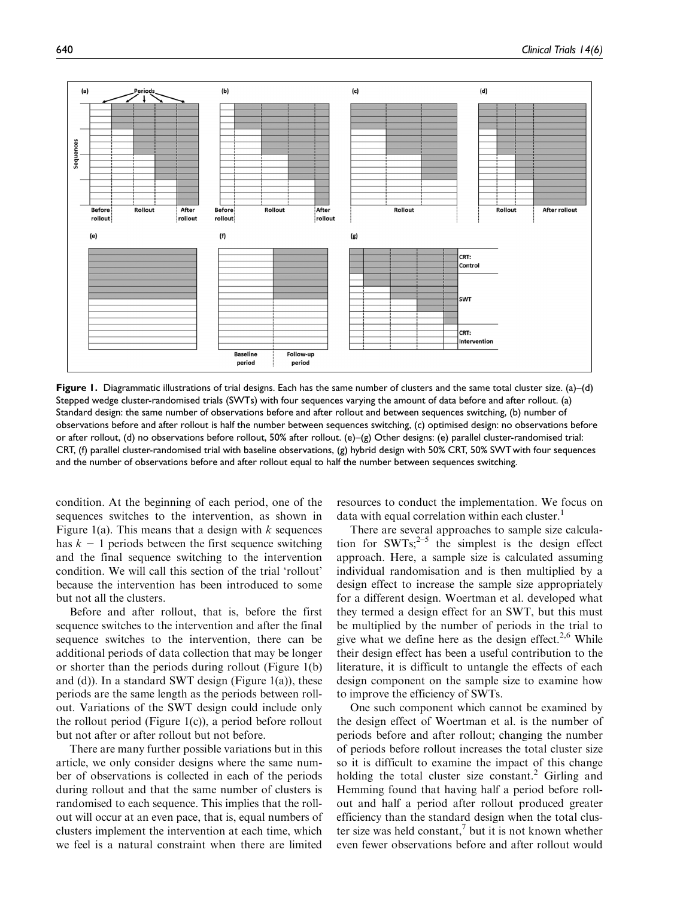**Figure 1.** Diagrammatic illustrations of trial designs. Each has the same number of clusters and the same total cluster size. (a)–(d) Stepped wedge cluster-randomised trials (SWTs) with four sequences varying the amount of data before and after rollout. (a) Standard design: the same number of observations before and after rollout and between sequences switching, (b) number of observations before and after rollout is half the number between sequences switching, (c) optimised design: no observations before or after rollout, (d) no observations before rollout, 50% after rollout. (e)–(g) Other designs: (e) parallel cluster-randomised trial: CRT, (f) parallel cluster-randomised trial with baseline observations, (g) hybrid design with 50% CRT, 50% SWT with four sequences and the number of observations before and after rollout equal to half the number between sequences switching.

condition. At the beginning of each period, one of the sequences switches to the intervention, as shown in Figure 1(a). This means that a design with $k$ sequences has $k - 1$ periods between the first sequence switching and the final sequence switching to the intervention condition. We will call this section of the trial 'rollout' because the intervention has been introduced to some but not all the clusters.

Before and after rollout, that is, before the first sequence switches to the intervention and after the final sequence switches to the intervention, there can be additional periods of data collection that may be longer or shorter than the periods during rollout (Figure 1(b) and (d)). In a standard SWT design (Figure 1(a)), these periods are the same length as the periods between rollout. Variations of the SWT design could include only the rollout period (Figure 1(c)), a period before rollout but not after or after rollout but not before.

There are many further possible variations but in this article, we only consider designs where the same number of observations is collected in each of the periods during rollout and that the same number of clusters is randomised to each sequence. This implies that the rollout will occur at an even pace, that is, equal numbers of clusters implement the intervention at each time, which we feel is a natural constraint when there are limited resources to conduct the implementation. We focus on data with equal correlation within each cluster.[1]

There are several approaches to sample size calculation for SWTs;[2–5] the simplest is the design effect approach. Here, a sample size is calculated assuming individual randomisation and is then multiplied by a design effect to increase the sample size appropriately for a different design. Woertman et al. developed what they termed a design effect for an SWT, but this must be multiplied by the number of periods in the trial to give what we define here as the design effect.[2,6] While their design effect has been a useful contribution to the literature, it is difficult to untangle the effects of each design component on the sample size to examine how to improve the efficiency of SWTs.

One such component which cannot be examined by the design effect of Woertman et al. is the number of periods before and after rollout; changing the number of periods before rollout increases the total cluster size so it is difficult to examine the impact of this change holding the total cluster size constant.[2] Girling and Hemming found that having half a period before rollout and half a period after rollout produced greater efficiency than the standard design when the total cluster size was held constant,[7] but it is not known whether even fewer observations before and after rollout would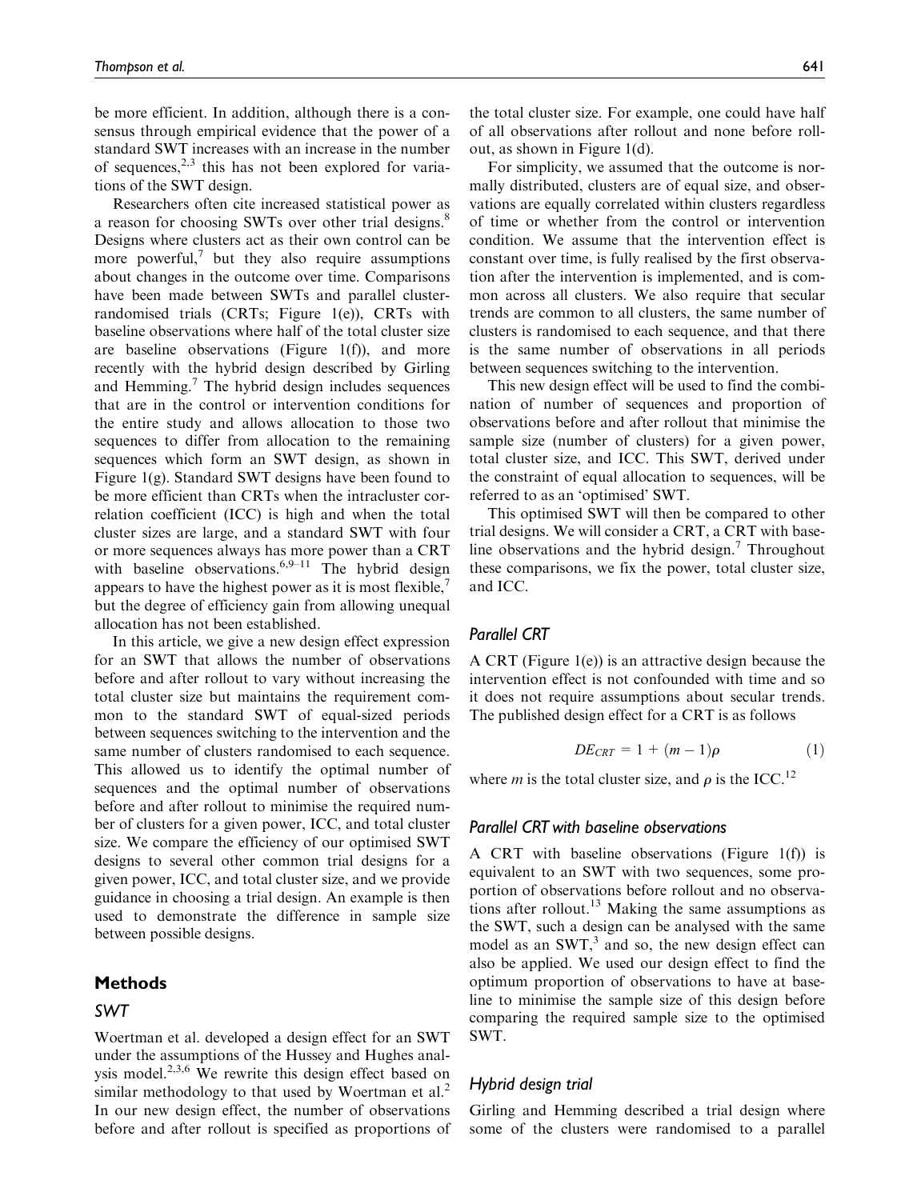be more efficient. In addition, although there is a consensus through empirical evidence that the power of a standard SWT increases with an increase in the number of sequences,[2,3] this has not been explored for variations of the SWT design.

Researchers often cite increased statistical power as a reason for choosing SWTs over other trial designs.[8] Designs where clusters act as their own control can be more powerful,[7] but they also require assumptions about changes in the outcome over time. Comparisons have been made between SWTs and parallel cluster-randomised trials (CRTs; Figure 1(e)), CRTs with baseline observations where half of the total cluster size are baseline observations (Figure 1(f)), and more recently with the hybrid design described by Girling and Hemming.[7] The hybrid design includes sequences that are in the control or intervention conditions for the entire study and allows allocation to those two sequences to differ from allocation to the remaining sequences which form an SWT design, as shown in Figure 1(g). Standard SWT designs have been found to be more efficient than CRTs when the intracluster correlation coefficient (ICC) is high and when the total cluster sizes are large, and a standard SWT with four or more sequences always has more power than a CRT with baseline observations.[6,9–11] The hybrid design appears to have the highest power as it is most flexible,[7] but the degree of efficiency gain from allowing unequal allocation has not been established.

In this article, we give a new design effect expression for an SWT that allows the number of observations before and after rollout to vary without increasing the total cluster size but maintains the requirement common to the standard SWT of equal-sized periods between sequences switching to the intervention and the same number of clusters randomised to each sequence. This allowed us to identify the optimal number of sequences and the optimal number of observations before and after rollout to minimise the required number of clusters for a given power, ICC, and total cluster size. We compare the efficiency of our optimised SWT designs to several other common trial designs for a given power, ICC, and total cluster size, and we provide guidance in choosing a trial design. An example is then used to demonstrate the difference in sample size between possible designs.

## Methods

### SWT

Woertman et al. developed a design effect for an SWT under the assumptions of the Hussey and Hughes analysis model.[2,3,6] We rewrite this design effect based on similar methodology to that used by Woertman et al.[2] In our new design effect, the number of observations before and after rollout is specified as proportions of the total cluster size. For example, one could have half of all observations after rollout and none before rollout, as shown in Figure 1(d).

For simplicity, we assumed that the outcome is normally distributed, clusters are of equal size, and observations are equally correlated within clusters regardless of time or whether from the control or intervention condition. We assume that the intervention effect is constant over time, is fully realised by the first observation after the intervention is implemented, and is common across all clusters. We also require that secular trends are common to all clusters, the same number of clusters is randomised to each sequence, and that there is the same number of observations in all periods between sequences switching to the intervention.

This new design effect will be used to find the combination of number of sequences and proportion of observations before and after rollout that minimise the sample size (number of clusters) for a given power, total cluster size, and ICC. This SWT, derived under the constraint of equal allocation to sequences, will be referred to as an 'optimised' SWT.

This optimised SWT will then be compared to other trial designs. We will consider a CRT, a CRT with baseline observations and the hybrid design.[7] Throughout these comparisons, we fix the power, total cluster size, and ICC.

### Parallel CRT

A CRT (Figure 1(e)) is an attractive design because the intervention effect is not confounded with time and so it does not require assumptions about secular trends. The published design effect for a CRT is as follows

$$DE_{CRT} = 1 + (m - 1)\rho \qquad (1)$$

where $m$ is the total cluster size, and $\rho$ is the ICC.[12]

### Parallel CRT with baseline observations

A CRT with baseline observations (Figure 1(f)) is equivalent to an SWT with two sequences, some proportion of observations before rollout and no observations after rollout.[13] Making the same assumptions as the SWT, such a design can be analysed with the same model as an SWT,[3] and so, the new design effect can also be applied. We used our design effect to find the optimum proportion of observations to have at baseline to minimise the sample size of this design before comparing the required sample size to the optimised SWT.

### Hybrid design trial

Girling and Hemming described a trial design where some of the clusters were randomised to a parallel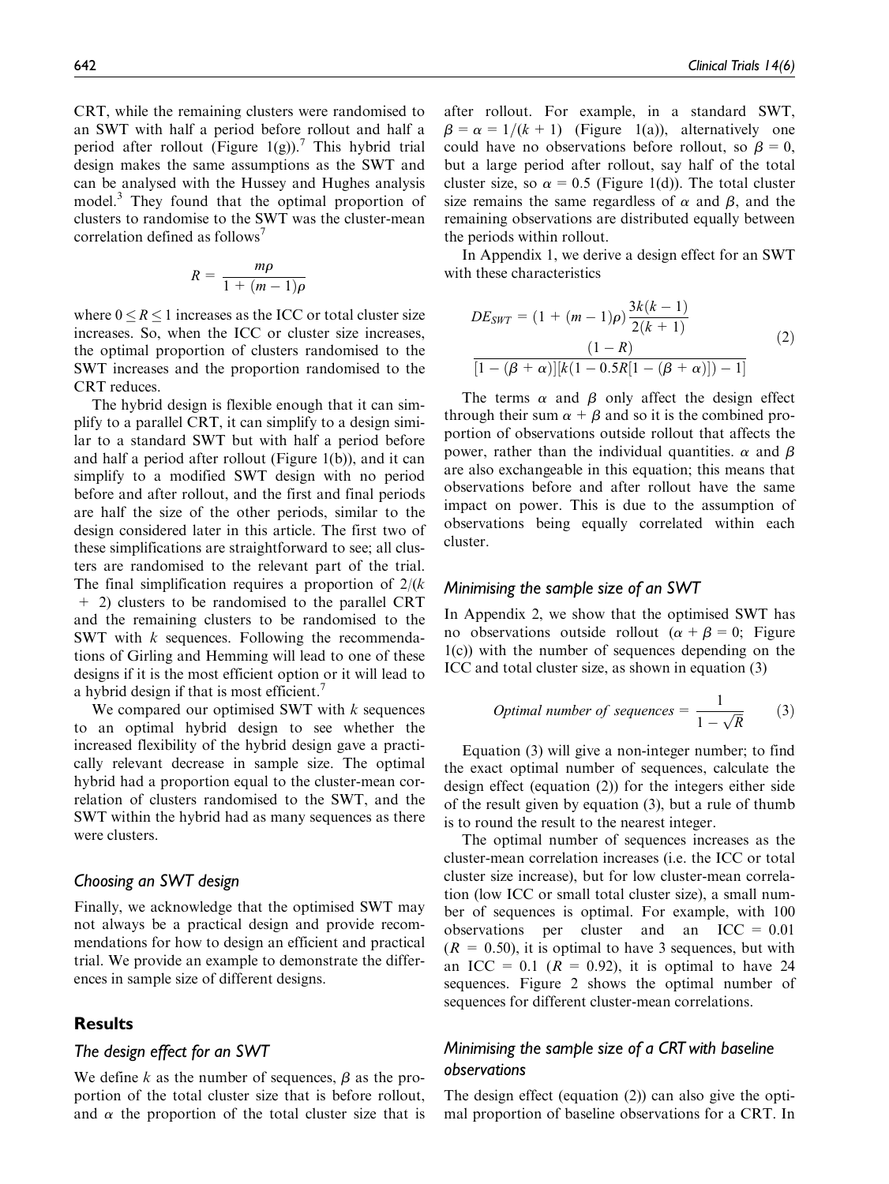CRT, while the remaining clusters were randomised to an SWT with half a period before rollout and half a period after rollout (Figure 1(g)).[7] This hybrid trial design makes the same assumptions as the SWT and can be analysed with the Hussey and Hughes analysis model.[3] They found that the optimal proportion of clusters to randomise to the SWT was the cluster-mean correlation defined as follows[7]

$$R = \frac{m\rho}{1 + (m-1)\rho}$$

where $0 \leq R \leq 1$ increases as the ICC or total cluster size increases. So, when the ICC or cluster size increases, the optimal proportion of clusters randomised to the SWT increases and the proportion randomised to the CRT reduces.

The hybrid design is flexible enough that it can simplify to a parallel CRT, it can simplify to a design similar to a standard SWT but with half a period before and half a period after rollout (Figure 1(b)), and it can simplify to a modified SWT design with no period before and after rollout, and the first and final periods are half the size of the other periods, similar to the design considered later in this article. The first two of these simplifications are straightforward to see; all clusters are randomised to the relevant part of the trial. The final simplification requires a proportion of $2/(k + 2)$ clusters to be randomised to the parallel CRT and the remaining clusters to be randomised to the SWT with $k$ sequences. Following the recommendations of Girling and Hemming will lead to one of these designs if it is the most efficient option or it will lead to a hybrid design if that is most efficient.[7]

We compared our optimised SWT with $k$ sequences to an optimal hybrid design to see whether the increased flexibility of the hybrid design gave a practically relevant decrease in sample size. The optimal hybrid had a proportion equal to the cluster-mean correlation of clusters randomised to the SWT, and the SWT within the hybrid had as many sequences as there were clusters.

### Choosing an SWT design

Finally, we acknowledge that the optimised SWT may not always be a practical design and provide recommendations for how to design an efficient and practical trial. We provide an example to demonstrate the differences in sample size of different designs.

## Results

### The design effect for an SWT

We define $k$ as the number of sequences, $\beta$ as the proportion of the total cluster size that is before rollout, and $\alpha$ the proportion of the total cluster size that is after rollout. For example, in a standard SWT, $\beta = \alpha = 1/(k+1)$ (Figure 1(a)), alternatively one could have no observations before rollout, so $\beta = 0$, but a large period after rollout, say half of the total cluster size, so $\alpha = 0.5$ (Figure 1(d)). The total cluster size remains the same regardless of $\alpha$ and $\beta$, and the remaining observations are distributed equally between the periods within rollout.

In Appendix 1, we derive a design effect for an SWT with these characteristics

$$DE_{SWT} = (1 + (m-1)\rho)\frac{3k(k-1)}{2(k+1)} \frac{(1-R)}{[1-(\beta+\alpha)][k(1-0.5R[1-(\beta+\alpha)])-1]} \tag{2}$$

The terms $\alpha$ and $\beta$ only affect the design effect through their sum $\alpha + \beta$ and so it is the combined proportion of observations outside rollout that affects the power, rather than the individual quantities. $\alpha$ and $\beta$ are also exchangeable in this equation; this means that observations before and after rollout have the same impact on power. This is due to the assumption of observations being equally correlated within each cluster.

### Minimising the sample size of an SWT

In Appendix 2, we show that the optimised SWT has no observations outside rollout ($\alpha + \beta = 0$; Figure 1(c)) with the number of sequences depending on the ICC and total cluster size, as shown in equation (3)

$$\textit{Optimal number of sequences} = \frac{1}{1-\sqrt{R}} \tag{3}$$

Equation (3) will give a non-integer number; to find the exact optimal number of sequences, calculate the design effect (equation (2)) for the integers either side of the result given by equation (3), but a rule of thumb is to round the result to the nearest integer.

The optimal number of sequences increases as the cluster-mean correlation increases (i.e. the ICC or total cluster size increase), but for low cluster-mean correlation (low ICC or small total cluster size), a small number of sequences is optimal. For example, with 100 observations per cluster and an ICC = 0.01 ($R = 0.50$), it is optimal to have 3 sequences, but with an ICC = 0.1 ($R = 0.92$), it is optimal to have 24 sequences. Figure 2 shows the optimal number of sequences for different cluster-mean correlations.

### Minimising the sample size of a CRT with baseline observations

The design effect (equation (2)) can also give the optimal proportion of baseline observations for a CRT. In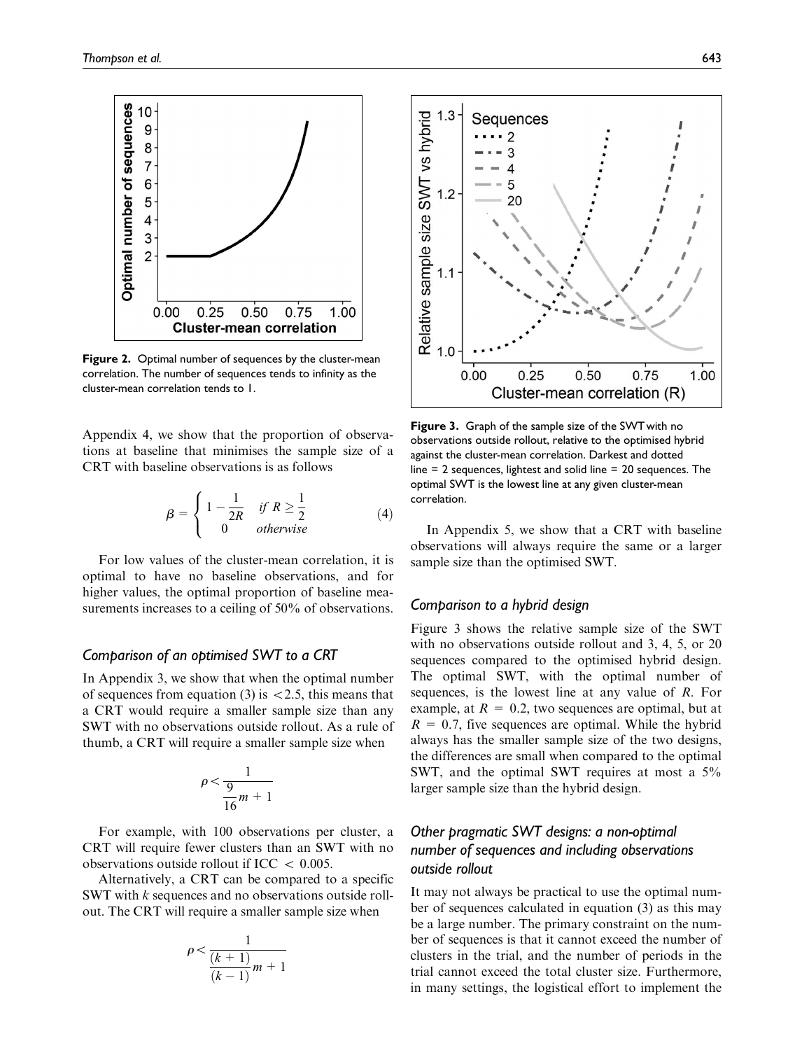Figure 2. Optimal number of sequences by the cluster-mean correlation. The number of sequences tends to infinity as the cluster-mean correlation tends to 1.

Appendix 4, we show that the proportion of observations at baseline that minimises the sample size of a CRT with baseline observations is as follows

$$\beta = \begin{cases} 1 - \dfrac{1}{2R} & \text{if } R \geq \dfrac{1}{2} \\ 0 & \text{otherwise} \end{cases} \tag{4}$$

For low values of the cluster-mean correlation, it is optimal to have no baseline observations, and for higher values, the optimal proportion of baseline measurements increases to a ceiling of 50% of observations.

### Comparison of an optimised SWT to a CRT

In Appendix 3, we show that when the optimal number of sequences from equation (3) is $<2.5$, this means that a CRT would require a smaller sample size than any SWT with no observations outside rollout. As a rule of thumb, a CRT will require a smaller sample size when

$$\rho < \frac{1}{\frac{9}{16}m + 1}$$

For example, with 100 observations per cluster, a CRT will require fewer clusters than an SWT with no observations outside rollout if ICC $< 0.005$.

Alternatively, a CRT can be compared to a specific SWT with $k$ sequences and no observations outside rollout. The CRT will require a smaller sample size when

$$\rho < \frac{1}{\frac{(k+1)}{(k-1)}m + 1}$$

Figure 3. Graph of the sample size of the SWT with no observations outside rollout, relative to the optimised hybrid against the cluster-mean correlation. Darkest and dotted line = 2 sequences, lightest and solid line = 20 sequences. The optimal SWT is the lowest line at any given cluster-mean correlation.

In Appendix 5, we show that a CRT with baseline observations will always require the same or a larger sample size than the optimised SWT.

### Comparison to a hybrid design

Figure 3 shows the relative sample size of the SWT with no observations outside rollout and 3, 4, 5, or 20 sequences compared to the optimised hybrid design. The optimal SWT, with the optimal number of sequences, is the lowest line at any value of $R$. For example, at $R = 0.2$, two sequences are optimal, but at $R = 0.7$, five sequences are optimal. While the hybrid always has the smaller sample size of the two designs, the differences are small when compared to the optimal SWT, and the optimal SWT requires at most a 5% larger sample size than the hybrid design.

### Other pragmatic SWT designs: a non-optimal number of sequences and including observations outside rollout

It may not always be practical to use the optimal number of sequences calculated in equation (3) as this may be a large number. The primary constraint on the number of sequences is that it cannot exceed the number of clusters in the trial, and the number of periods in the trial cannot exceed the total cluster size. Furthermore, in many settings, the logistical effort to implement the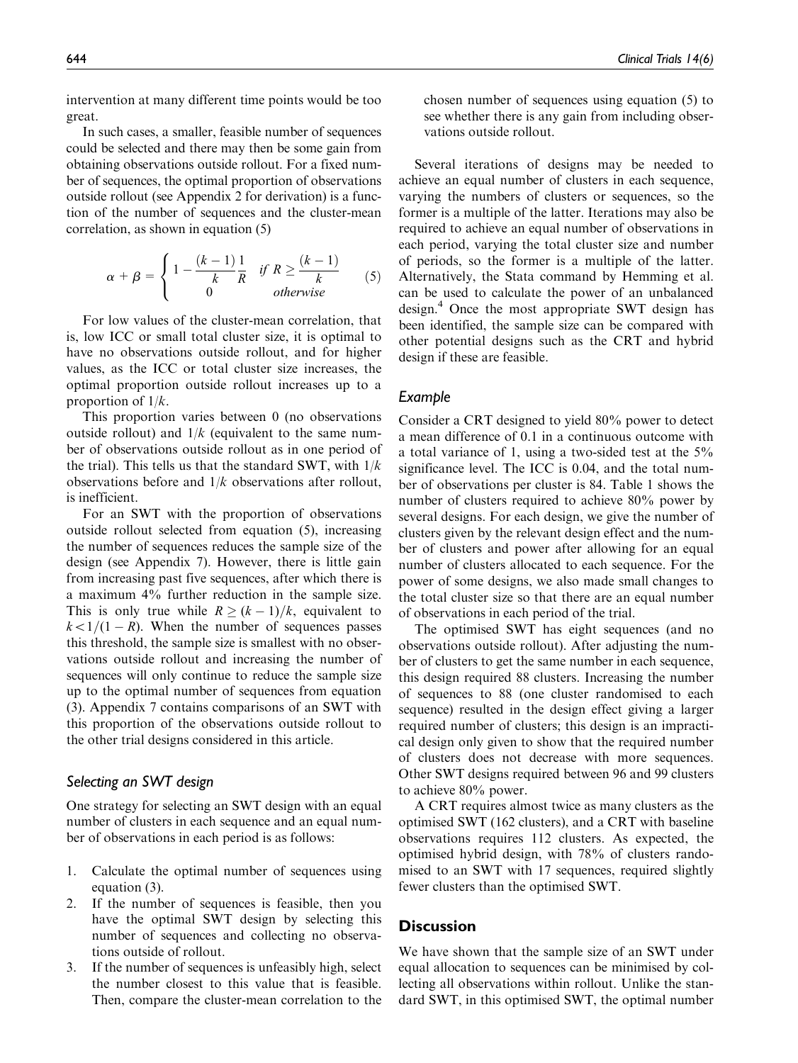intervention at many different time points would be too great.

In such cases, a smaller, feasible number of sequences could be selected and there may then be some gain from obtaining observations outside rollout. For a fixed number of sequences, the optimal proportion of observations outside rollout (see Appendix 2 for derivation) is a function of the number of sequences and the cluster-mean correlation, as shown in equation (5)

$$\alpha + \beta = \begin{cases} 1 - \dfrac{(k-1)}{k}\dfrac{1}{R} & \text{if } R \geq \dfrac{(k-1)}{k} \\ 0 & \text{otherwise} \end{cases} \tag{5}$$

For low values of the cluster-mean correlation, that is, low ICC or small total cluster size, it is optimal to have no observations outside rollout, and for higher values, as the ICC or total cluster size increases, the optimal proportion outside rollout increases up to a proportion of $1/k$.

This proportion varies between 0 (no observations outside rollout) and $1/k$ (equivalent to the same number of observations outside rollout as in one period of the trial). This tells us that the standard SWT, with $1/k$ observations before and $1/k$ observations after rollout, is inefficient.

For an SWT with the proportion of observations outside rollout selected from equation (5), increasing the number of sequences reduces the sample size of the design (see Appendix 7). However, there is little gain from increasing past five sequences, after which there is a maximum 4% further reduction in the sample size. This is only true while $R \geq (k-1)/k$, equivalent to $k < 1/(1-R)$. When the number of sequences passes this threshold, the sample size is smallest with no observations outside rollout and increasing the number of sequences will only continue to reduce the sample size up to the optimal number of sequences from equation (3). Appendix 7 contains comparisons of an SWT with this proportion of the observations outside rollout to the other trial designs considered in this article.

### Selecting an SWT design

One strategy for selecting an SWT design with an equal number of clusters in each sequence and an equal number of observations in each period is as follows:

1. Calculate the optimal number of sequences using equation (3).
2. If the number of sequences is feasible, then you have the optimal SWT design by selecting this number of sequences and collecting no observations outside of rollout.
3. If the number of sequences is unfeasibly high, select the number closest to this value that is feasible. Then, compare the cluster-mean correlation to the chosen number of sequences using equation (5) to see whether there is any gain from including observations outside rollout.

Several iterations of designs may be needed to achieve an equal number of clusters in each sequence, varying the numbers of clusters or sequences, so the former is a multiple of the latter. Iterations may also be required to achieve an equal number of observations in each period, varying the total cluster size and number of periods, so the former is a multiple of the latter. Alternatively, the Stata command by Hemming et al. can be used to calculate the power of an unbalanced design.[4] Once the most appropriate SWT design has been identified, the sample size can be compared with other potential designs such as the CRT and hybrid design if these are feasible.

### Example

Consider a CRT designed to yield 80% power to detect a mean difference of 0.1 in a continuous outcome with a total variance of 1, using a two-sided test at the 5% significance level. The ICC is 0.04, and the total number of observations per cluster is 84. Table 1 shows the number of clusters required to achieve 80% power by several designs. For each design, we give the number of clusters given by the relevant design effect and the number of clusters and power after allowing for an equal number of clusters allocated to each sequence. For the power of some designs, we also made small changes to the total cluster size so that there are an equal number of observations in each period of the trial.

The optimised SWT has eight sequences (and no observations outside rollout). After adjusting the number of clusters to get the same number in each sequence, this design required 88 clusters. Increasing the number of sequences to 88 (one cluster randomised to each sequence) resulted in the design effect giving a larger required number of clusters; this design is an impractical design only given to show that the required number of clusters does not decrease with more sequences. Other SWT designs required between 96 and 99 clusters to achieve 80% power.

A CRT requires almost twice as many clusters as the optimised SWT (162 clusters), and a CRT with baseline observations requires 112 clusters. As expected, the optimised hybrid design, with 78% of clusters randomised to an SWT with 17 sequences, required slightly fewer clusters than the optimised SWT.

## Discussion

We have shown that the sample size of an SWT under equal allocation to sequences can be minimised by collecting all observations within rollout. Unlike the standard SWT, in this optimised SWT, the optimal number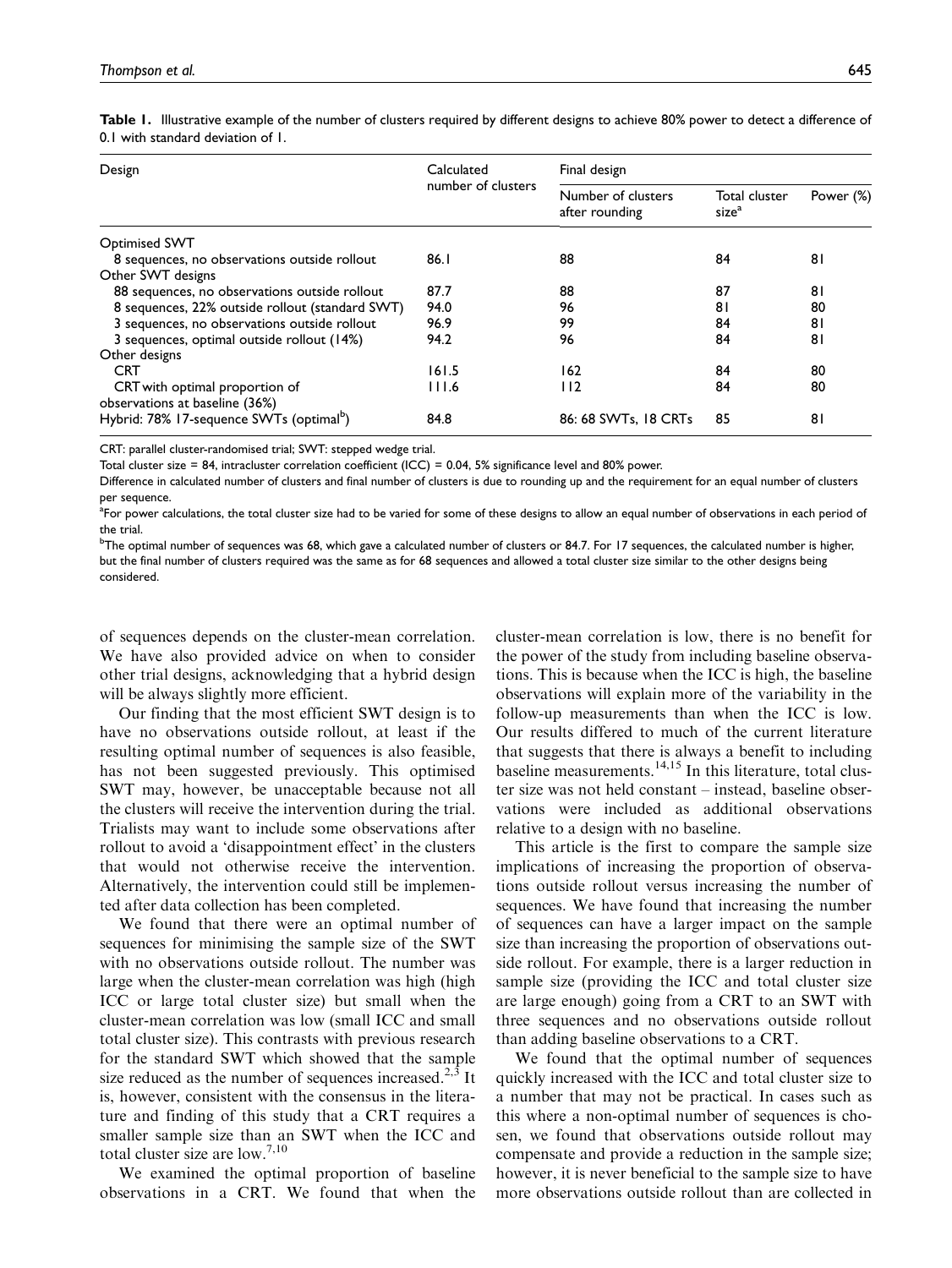**Table 1.** Illustrative example of the number of clusters required by different designs to achieve 80% power to detect a difference of 0.1 with standard deviation of 1.

| Design | Calculated number of clusters | Final design | | |
|---|---|---|---|---|
| | | Number of clusters after rounding | Total cluster size[a] | Power (%) |
| Optimised SWT | | | | |
| 8 sequences, no observations outside rollout | 86.1 | 88 | 84 | 81 |
| Other SWT designs | | | | |
| 88 sequences, no observations outside rollout | 87.7 | 88 | 87 | 81 |
| 8 sequences, 22% outside rollout (standard SWT) | 94.0 | 96 | 81 | 80 |
| 3 sequences, no observations outside rollout | 96.9 | 99 | 84 | 81 |
| 3 sequences, optimal outside rollout (14%) | 94.2 | 96 | 84 | 81 |
| Other designs | | | | |
| CRT | 161.5 | 162 | 84 | 80 |
| CRT with optimal proportion of observations at baseline (36%) | 111.6 | 112 | 84 | 80 |
| Hybrid: 78% 17-sequence SWTs (optimal[b]) | 84.8 | 86: 68 SWTs, 18 CRTs | 85 | 81 |

CRT: parallel cluster-randomised trial; SWT: stepped wedge trial.

Total cluster size = 84, intracluster correlation coefficient (ICC) = 0.04, 5% significance level and 80% power.

Difference in calculated number of clusters and final number of clusters is due to rounding up and the requirement for an equal number of clusters per sequence.

[a]For power calculations, the total cluster size had to be varied for some of these designs to allow an equal number of observations in each period of the trial.

[b]The optimal number of sequences was 68, which gave a calculated number of clusters or 84.7. For 17 sequences, the calculated number is higher, but the final number of clusters required was the same as for 68 sequences and allowed a total cluster size similar to the other designs being considered.

of sequences depends on the cluster-mean correlation. We have also provided advice on when to consider other trial designs, acknowledging that a hybrid design will be always slightly more efficient.

Our finding that the most efficient SWT design is to have no observations outside rollout, at least if the resulting optimal number of sequences is also feasible, has not been suggested previously. This optimised SWT may, however, be unacceptable because not all the clusters will receive the intervention during the trial. Trialists may want to include some observations after rollout to avoid a 'disappointment effect' in the clusters that would not otherwise receive the intervention. Alternatively, the intervention could still be implemented after data collection has been completed.

We found that there were an optimal number of sequences for minimising the sample size of the SWT with no observations outside rollout. The number was large when the cluster-mean correlation was high (high ICC or large total cluster size) but small when the cluster-mean correlation was low (small ICC and small total cluster size). This contrasts with previous research for the standard SWT which showed that the sample size reduced as the number of sequences increased.[2,3] It is, however, consistent with the consensus in the literature and finding of this study that a CRT requires a smaller sample size than an SWT when the ICC and total cluster size are low.[7,10]

We examined the optimal proportion of baseline observations in a CRT. We found that when the cluster-mean correlation is low, there is no benefit for the power of the study from including baseline observations. This is because when the ICC is high, the baseline observations will explain more of the variability in the follow-up measurements than when the ICC is low. Our results differed to much of the current literature that suggests that there is always a benefit to including baseline measurements.[14,15] In this literature, total cluster size was not held constant – instead, baseline observations were included as additional observations relative to a design with no baseline.

This article is the first to compare the sample size implications of increasing the proportion of observations outside rollout versus increasing the number of sequences. We have found that increasing the number of sequences can have a larger impact on the sample size than increasing the proportion of observations outside rollout. For example, there is a larger reduction in sample size (providing the ICC and total cluster size are large enough) going from a CRT to an SWT with three sequences and no observations outside rollout than adding baseline observations to a CRT.

We found that the optimal number of sequences quickly increased with the ICC and total cluster size to a number that may not be practical. In cases such as this where a non-optimal number of sequences is chosen, we found that observations outside rollout may compensate and provide a reduction in the sample size; however, it is never beneficial to the sample size to have more observations outside rollout than are collected in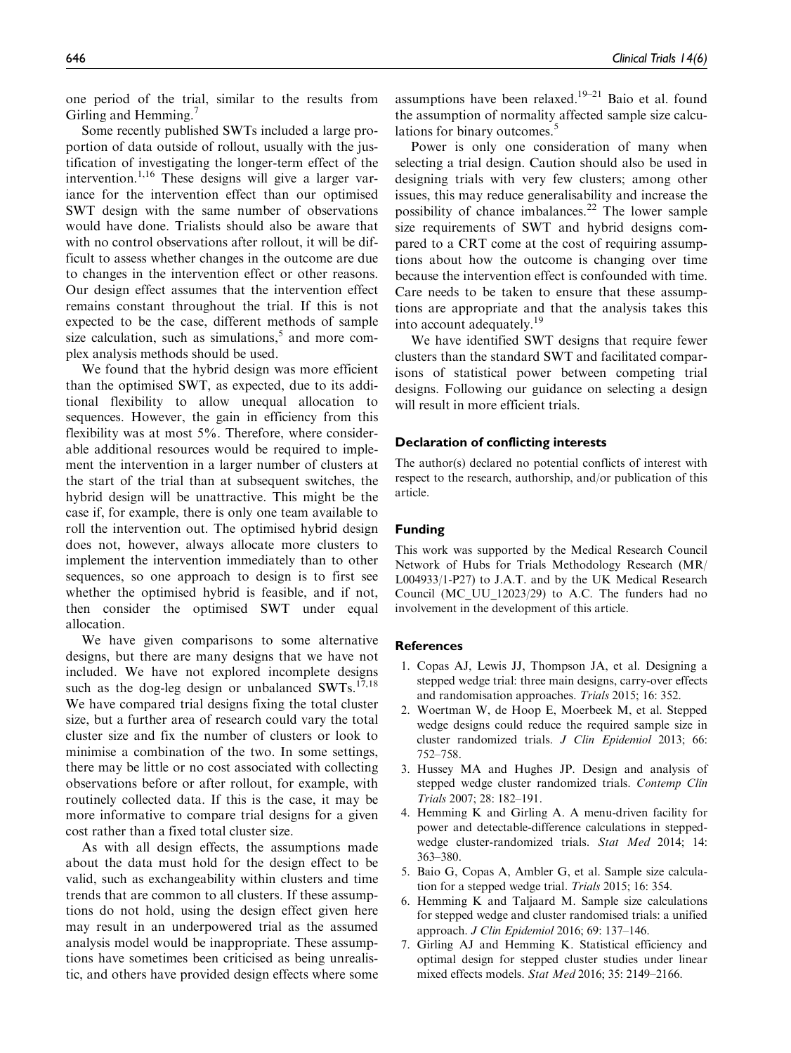one period of the trial, similar to the results from Girling and Hemming.[7]

Some recently published SWTs included a large proportion of data outside of rollout, usually with the justification of investigating the longer-term effect of the intervention.[1,16] These designs will give a larger variance for the intervention effect than our optimised SWT design with the same number of observations would have done. Trialists should also be aware that with no control observations after rollout, it will be difficult to assess whether changes in the outcome are due to changes in the intervention effect or other reasons. Our design effect assumes that the intervention effect remains constant throughout the trial. If this is not expected to be the case, different methods of sample size calculation, such as simulations,[5] and more complex analysis methods should be used.

We found that the hybrid design was more efficient than the optimised SWT, as expected, due to its additional flexibility to allow unequal allocation to sequences. However, the gain in efficiency from this flexibility was at most 5%. Therefore, where considerable additional resources would be required to implement the intervention in a larger number of clusters at the start of the trial than at subsequent switches, the hybrid design will be unattractive. This might be the case if, for example, there is only one team available to roll the intervention out. The optimised hybrid design does not, however, always allocate more clusters to implement the intervention immediately than to other sequences, so one approach to design is to first see whether the optimised hybrid is feasible, and if not, then consider the optimised SWT under equal allocation.

We have given comparisons to some alternative designs, but there are many designs that we have not included. We have not explored incomplete designs such as the dog-leg design or unbalanced SWTs.[17,18] We have compared trial designs fixing the total cluster size, but a further area of research could vary the total cluster size and fix the number of clusters or look to minimise a combination of the two. In some settings, there may be little or no cost associated with collecting observations before or after rollout, for example, with routinely collected data. If this is the case, it may be more informative to compare trial designs for a given cost rather than a fixed total cluster size.

As with all design effects, the assumptions made about the data must hold for the design effect to be valid, such as exchangeability within clusters and time trends that are common to all clusters. If these assumptions do not hold, using the design effect given here may result in an underpowered trial as the assumed analysis model would be inappropriate. These assumptions have sometimes been criticised as being unrealistic, and others have provided design effects where some assumptions have been relaxed.[19–21] Baio et al. found the assumption of normality affected sample size calculations for binary outcomes.[5]

Power is only one consideration of many when selecting a trial design. Caution should also be used in designing trials with very few clusters; among other issues, this may reduce generalisability and increase the possibility of chance imbalances.[22] The lower sample size requirements of SWT and hybrid designs compared to a CRT come at the cost of requiring assumptions about how the outcome is changing over time because the intervention effect is confounded with time. Care needs to be taken to ensure that these assumptions are appropriate and that the analysis takes this into account adequately.[19]

We have identified SWT designs that require fewer clusters than the standard SWT and facilitated comparisons of statistical power between competing trial designs. Following our guidance on selecting a design will result in more efficient trials.

## Declaration of conflicting interests

The author(s) declared no potential conflicts of interest with respect to the research, authorship, and/or publication of this article.

## Funding

This work was supported by the Medical Research Council Network of Hubs for Trials Methodology Research (MR/L004933/1-P27) to J.A.T. and by the UK Medical Research Council (MC_UU_12023/29) to A.C. The funders had no involvement in the development of this article.

## References

1. Copas AJ, Lewis JJ, Thompson JA, et al. Designing a stepped wedge trial: three main designs, carry-over effects and randomisation approaches. *Trials* 2015; 16: 352.
2. Woertman W, de Hoop E, Moerbeek M, et al. Stepped wedge designs could reduce the required sample size in cluster randomized trials. *J Clin Epidemiol* 2013; 66: 752–758.
3. Hussey MA and Hughes JP. Design and analysis of stepped wedge cluster randomized trials. *Contemp Clin Trials* 2007; 28: 182–191.
4. Hemming K and Girling A. A menu-driven facility for power and detectable-difference calculations in stepped-wedge cluster-randomized trials. *Stat Med* 2014; 14: 363–380.
5. Baio G, Copas A, Ambler G, et al. Sample size calculation for a stepped wedge trial. *Trials* 2015; 16: 354.
6. Hemming K and Taljaard M. Sample size calculations for stepped wedge and cluster randomised trials: a unified approach. *J Clin Epidemiol* 2016; 69: 137–146.
7. Girling AJ and Hemming K. Statistical efficiency and optimal design for stepped cluster studies under linear mixed effects models. *Stat Med* 2016; 35: 2149–2166.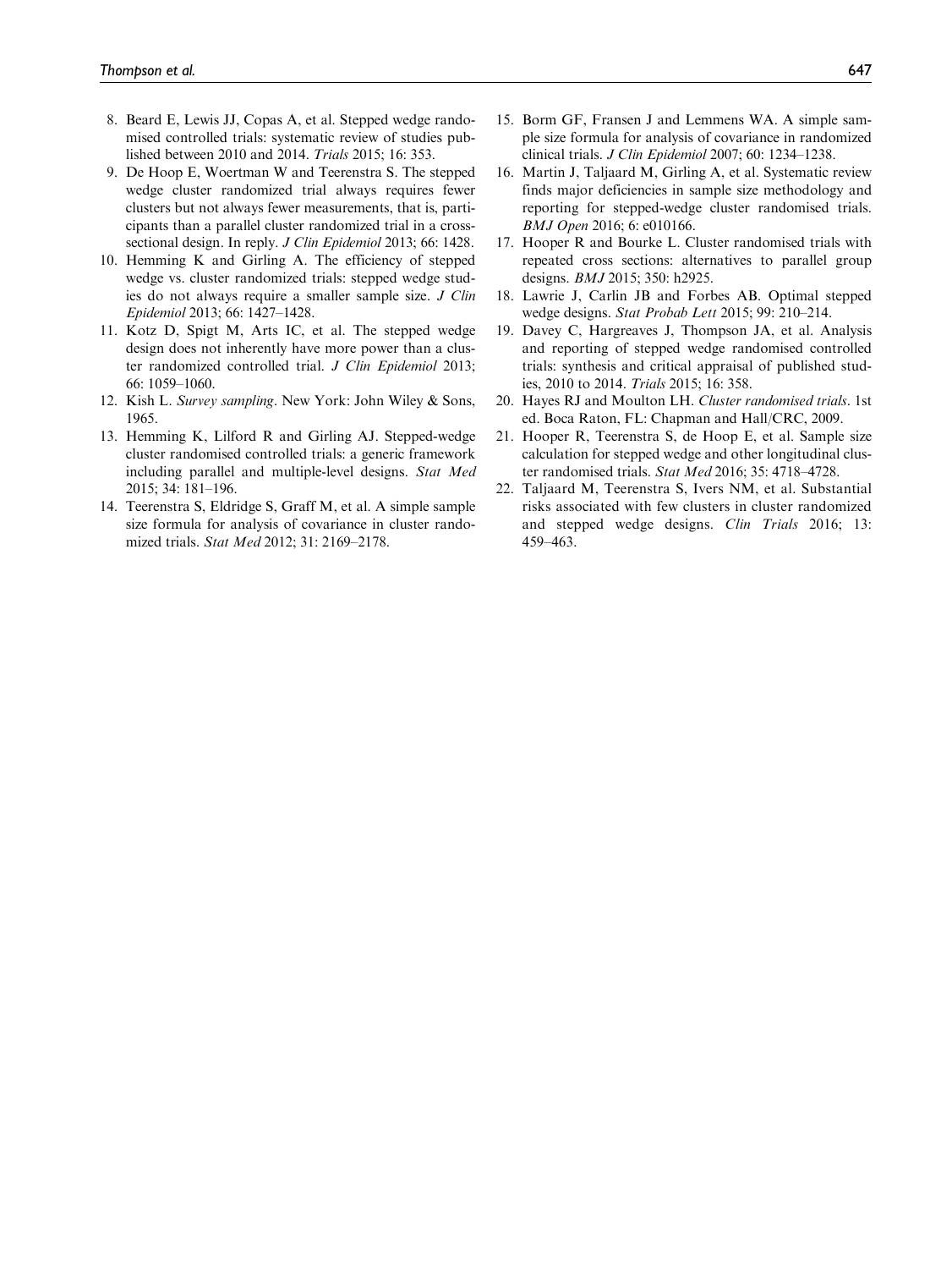8. Beard E, Lewis JJ, Copas A, et al. Stepped wedge randomised controlled trials: systematic review of studies published between 2010 and 2014. *Trials* 2015; 16: 353.
9. De Hoop E, Woertman W and Teerenstra S. The stepped wedge cluster randomized trial always requires fewer clusters but not always fewer measurements, that is, participants than a parallel cluster randomized trial in a cross-sectional design. In reply. *J Clin Epidemiol* 2013; 66: 1428.
10. Hemming K and Girling A. The efficiency of stepped wedge vs. cluster randomized trials: stepped wedge studies do not always require a smaller sample size. *J Clin Epidemiol* 2013; 66: 1427–1428.
11. Kotz D, Spigt M, Arts IC, et al. The stepped wedge design does not inherently have more power than a cluster randomized controlled trial. *J Clin Epidemiol* 2013; 66: 1059–1060.
12. Kish L. *Survey sampling*. New York: John Wiley & Sons, 1965.
13. Hemming K, Lilford R and Girling AJ. Stepped-wedge cluster randomised controlled trials: a generic framework including parallel and multiple-level designs. *Stat Med* 2015; 34: 181–196.
14. Teerenstra S, Eldridge S, Graff M, et al. A simple sample size formula for analysis of covariance in cluster randomized trials. *Stat Med* 2012; 31: 2169–2178.
15. Borm GF, Fransen J and Lemmens WA. A simple sample size formula for analysis of covariance in randomized clinical trials. *J Clin Epidemiol* 2007; 60: 1234–1238.
16. Martin J, Taljaard M, Girling A, et al. Systematic review finds major deficiencies in sample size methodology and reporting for stepped-wedge cluster randomised trials. *BMJ Open* 2016; 6: e010166.
17. Hooper R and Bourke L. Cluster randomised trials with repeated cross sections: alternatives to parallel group designs. *BMJ* 2015; 350: h2925.
18. Lawrie J, Carlin JB and Forbes AB. Optimal stepped wedge designs. *Stat Probab Lett* 2015; 99: 210–214.
19. Davey C, Hargreaves J, Thompson JA, et al. Analysis and reporting of stepped wedge randomised controlled trials: synthesis and critical appraisal of published studies, 2010 to 2014. *Trials* 2015; 16: 358.
20. Hayes RJ and Moulton LH. *Cluster randomised trials*. 1st ed. Boca Raton, FL: Chapman and Hall/CRC, 2009.
21. Hooper R, Teerenstra S, de Hoop E, et al. Sample size calculation for stepped wedge and other longitudinal cluster randomised trials. *Stat Med* 2016; 35: 4718–4728.
22. Taljaard M, Teerenstra S, Ivers NM, et al. Substantial risks associated with few clusters in cluster randomized and stepped wedge designs. *Clin Trials* 2016; 13: 459–463.